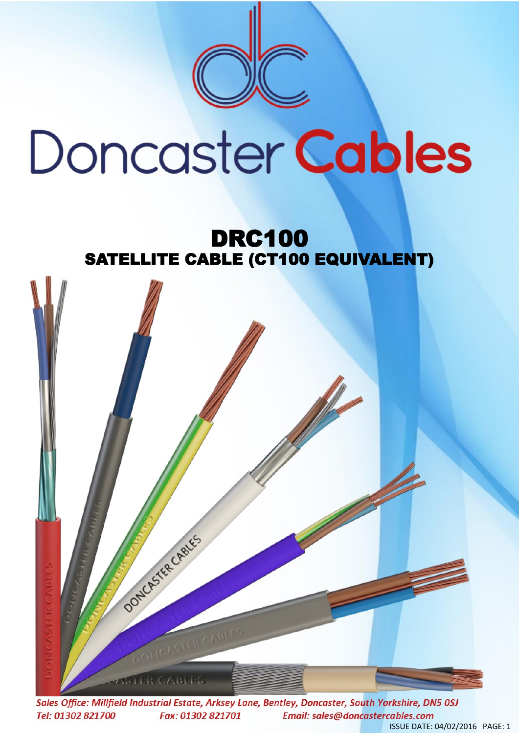# Doncaster Cables

## DRC100
## SATELLITE CABLE (CT100 EQUIVALENT)

*Sales Office: Millfield Industrial Estate, Arksey Lane, Bentley, Doncaster, South Yorkshire, DN5 0SJ*

*Tel: 01302 821700* *Fax: 01302 821701* *Email: sales@doncastercables.com*

ISSUE DATE: 04/02/2016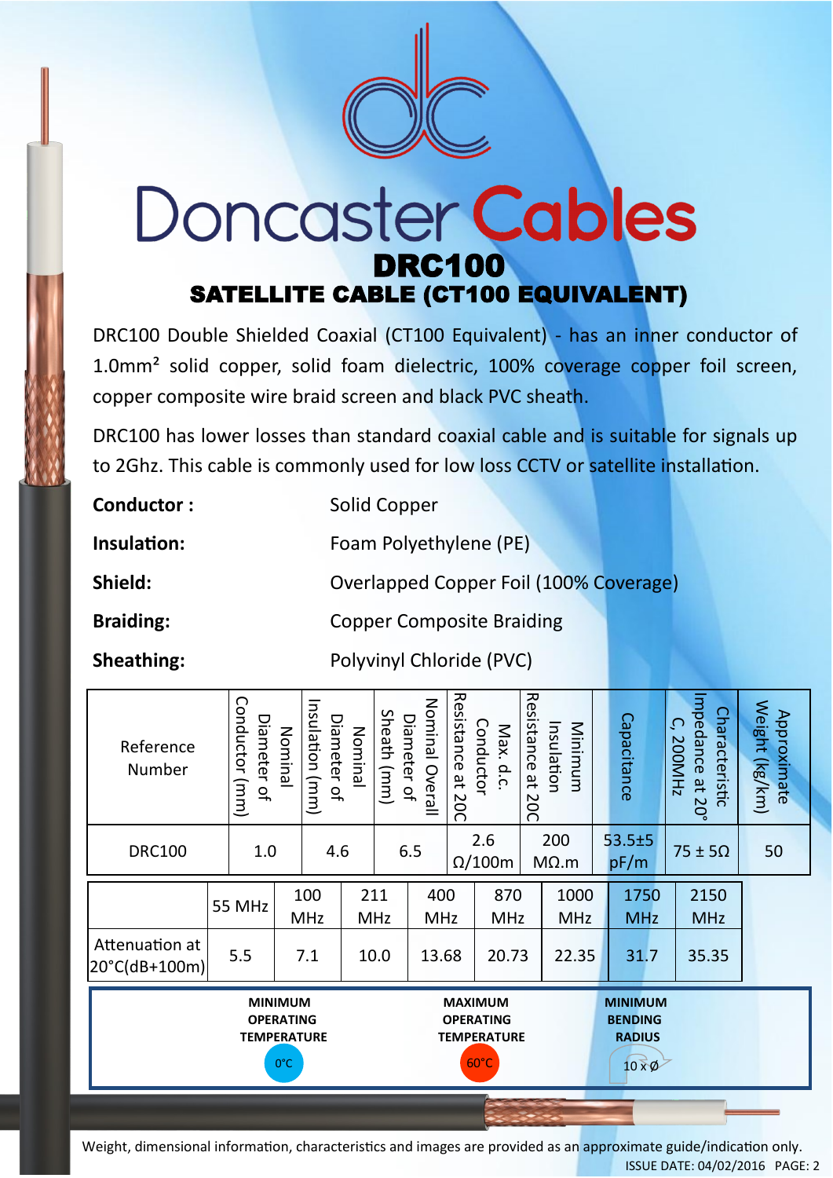# Doncaster Cables

## DRC100

## SATELLITE CABLE (CT100 EQUIVALENT)

DRC100 Double Shielded Coaxial (CT100 Equivalent) - has an inner conductor of 1.0mm² solid copper, solid foam dielectric, 100% coverage copper foil screen, copper composite wire braid screen and black PVC sheath.

DRC100 has lower losses than standard coaxial cable and is suitable for signals up to 2Ghz. This cable is commonly used for low loss CCTV or satellite installation.

**Conductor :** Solid Copper

**Insulation:** Foam Polyethylene (PE)

**Shield:** Overlapped Copper Foil (100% Coverage)

**Braiding:** Copper Composite Braiding

**Sheathing:** Polyvinyl Chloride (PVC)

| Reference Number | Nominal Diameter of Conductor (mm) | Nominal Diameter of Insulation (mm) | Nominal Overall Diameter of Sheath (mm) | Max. d.c. Conductor Resistance at 20C | Minimum Insulation Resistance at 20C | Capacitance | Characteristic Impedance at 20° C, 200MHz | Approximate Weight (kg/km) |
|---|---|---|---|---|---|---|---|---|
| DRC100 | 1.0 | 4.6 | 6.5 | 2.6 Ω/100m | 200 MΩ.m | 53.5±5 pF/m | 75 ± 5Ω | 50 |

| | 55 MHz | 100 MHz | 211 MHz | 400 MHz | 870 MHz | 1000 MHz | 1750 MHz | 2150 MHz |
|---|---|---|---|---|---|---|---|---|
| Attenuation at 20°C(dB+100m) | 5.5 | 7.1 | 10.0 | 13.68 | 20.73 | 22.35 | 31.7 | 35.35 |

| MINIMUM OPERATING TEMPERATURE | MAXIMUM OPERATING TEMPERATURE | MINIMUM BENDING RADIUS |
|---|---|---|
| 0°C | 60°C | 10 x Ø |

Weight, dimensional information, characteristics and images are provided as an approximate guide/indication only.

ISSUE DATE: 04/02/2016